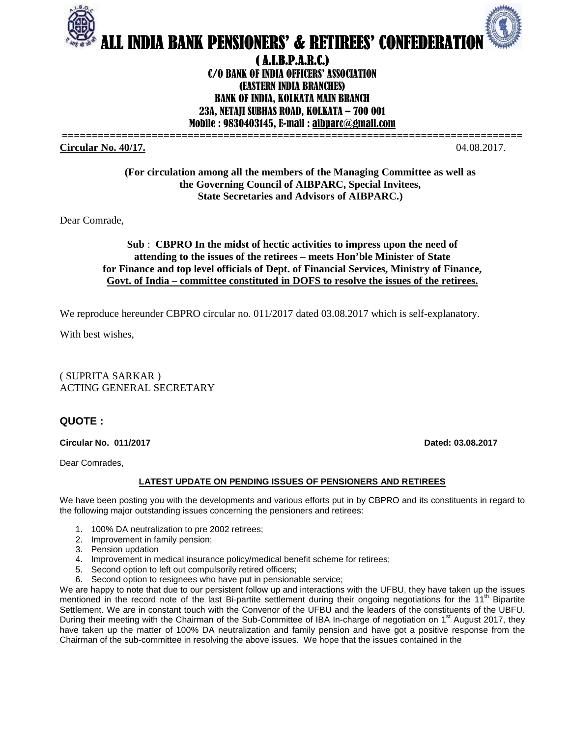# ALL INDIA BANK PENSIONERS' & RETIREES' CONFEDERATION

## ( A.I.B.P.A.R.C.)

C/O BANK OF INDIA OFFICERS' ASSOCIATION
(EASTERN INDIA BRANCHES)
BANK OF INDIA, KOLKATA MAIN BRANCH
23A, NETAJI SUBHAS ROAD, KOLKATA – 700 001
Mobile : 9830403145, E-mail : aibparc@gmail.com

---

**Circular No. 40/17.** 04.08.2017.

**(For circulation among all the members of the Managing Committee as well as the Governing Council of AIBPARC, Special Invitees, State Secretaries and Advisors of AIBPARC.)**

Dear Comrade,

**Sub : CBPRO In the midst of hectic activities to impress upon the need of attending to the issues of the retirees – meets Hon'ble Minister of State for Finance and top level officials of Dept. of Financial Services, Ministry of Finance, Govt. of India – committee constituted in DOFS to resolve the issues of the retirees.**

We reproduce hereunder CBPRO circular no. 011/2017 dated 03.08.2017 which is self-explanatory.

With best wishes,

( SUPRITA SARKAR )
ACTING GENERAL SECRETARY

**QUOTE :**

**Circular No. 011/2017** **Dated: 03.08.2017**

Dear Comrades,

**LATEST UPDATE ON PENDING ISSUES OF PENSIONERS AND RETIREES**

We have been posting you with the developments and various efforts put in by CBPRO and its constituents in regard to the following major outstanding issues concerning the pensioners and retirees:

1. 100% DA neutralization to pre 2002 retirees;
2. Improvement in family pension;
3. Pension updation
4. Improvement in medical insurance policy/medical benefit scheme for retirees;
5. Second option to left out compulsorily retired officers;
6. Second option to resignees who have put in pensionable service;

We are happy to note that due to our persistent follow up and interactions with the UFBU, they have taken up the issues mentioned in the record note of the last Bi-partite settlement during their ongoing negotiations for the 11th Bipartite Settlement. We are in constant touch with the Convenor of the UFBU and the leaders of the constituents of the UBFU. During their meeting with the Chairman of the Sub-Committee of IBA In-charge of negotiation on 1st August 2017, they have taken up the matter of 100% DA neutralization and family pension and have got a positive response from the Chairman of the sub-committee in resolving the above issues. We hope that the issues contained in the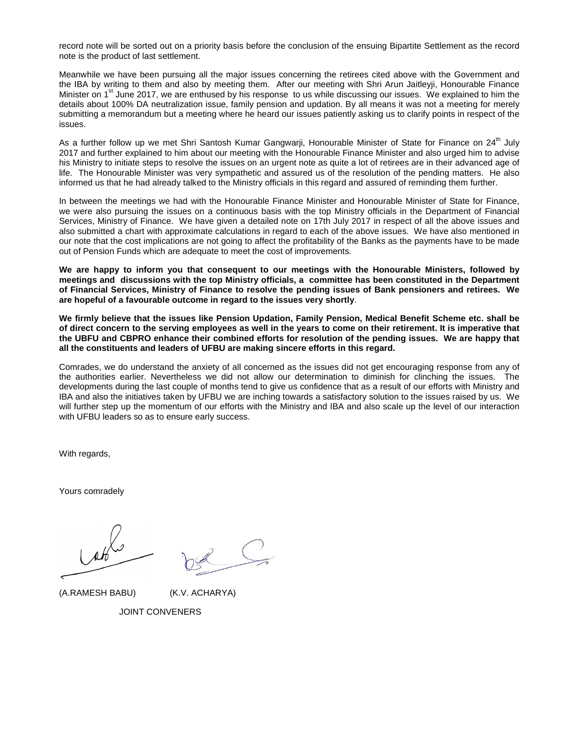record note will be sorted out on a priority basis before the conclusion of the ensuing Bipartite Settlement as the record note is the product of last settlement.

Meanwhile we have been pursuing all the major issues concerning the retirees cited above with the Government and the IBA by writing to them and also by meeting them. After our meeting with Shri Arun Jaitleyji, Honourable Finance Minister on 1st June 2017, we are enthused by his response to us while discussing our issues. We explained to him the details about 100% DA neutralization issue, family pension and updation. By all means it was not a meeting for merely submitting a memorandum but a meeting where he heard our issues patiently asking us to clarify points in respect of the issues.

As a further follow up we met Shri Santosh Kumar Gangwarji, Honourable Minister of State for Finance on 24th July 2017 and further explained to him about our meeting with the Honourable Finance Minister and also urged him to advise his Ministry to initiate steps to resolve the issues on an urgent note as quite a lot of retirees are in their advanced age of life. The Honourable Minister was very sympathetic and assured us of the resolution of the pending matters. He also informed us that he had already talked to the Ministry officials in this regard and assured of reminding them further.

In between the meetings we had with the Honourable Finance Minister and Honourable Minister of State for Finance, we were also pursuing the issues on a continuous basis with the top Ministry officials in the Department of Financial Services, Ministry of Finance. We have given a detailed note on 17th July 2017 in respect of all the above issues and also submitted a chart with approximate calculations in regard to each of the above issues. We have also mentioned in our note that the cost implications are not going to affect the profitability of the Banks as the payments have to be made out of Pension Funds which are adequate to meet the cost of improvements.

**We are happy to inform you that consequent to our meetings with the Honourable Ministers, followed by meetings and discussions with the top Ministry officials, a committee has been constituted in the Department of Financial Services, Ministry of Finance to resolve the pending issues of Bank pensioners and retirees. We are hopeful of a favourable outcome in regard to the issues very shortly**.

**We firmly believe that the issues like Pension Updation, Family Pension, Medical Benefit Scheme etc. shall be of direct concern to the serving employees as well in the years to come on their retirement. It is imperative that the UBFU and CBPRO enhance their combined efforts for resolution of the pending issues. We are happy that all the constituents and leaders of UFBU are making sincere efforts in this regard.**

Comrades, we do understand the anxiety of all concerned as the issues did not get encouraging response from any of the authorities earlier. Nevertheless we did not allow our determination to diminish for clinching the issues. The developments during the last couple of months tend to give us confidence that as a result of our efforts with Ministry and IBA and also the initiatives taken by UFBU we are inching towards a satisfactory solution to the issues raised by us. We will further step up the momentum of our efforts with the Ministry and IBA and also scale up the level of our interaction with UFBU leaders so as to ensure early success.

With regards,

Yours comradely

(A.RAMESH BABU) (K.V. ACHARYA)

JOINT CONVENERS